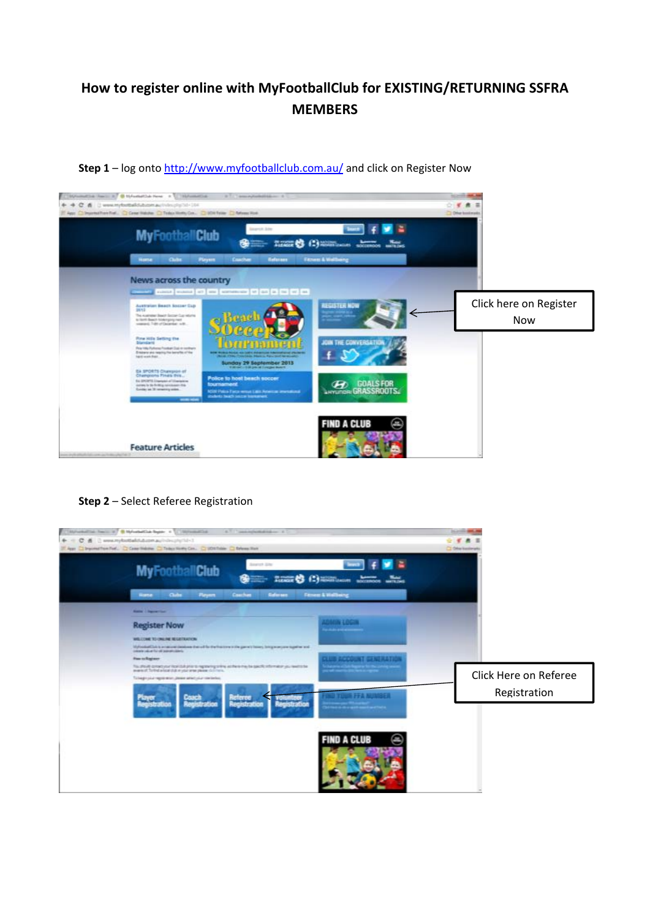# How to register online with MyFootballClub for EXISTING/RETURNING SSFRA MEMBERS

**Step 1** – log onto http://www.myfootballclub.com.au/ and click on Register Now

Click here on Register Now

**Step 2** – Select Referee Registration

Click Here on Referee Registration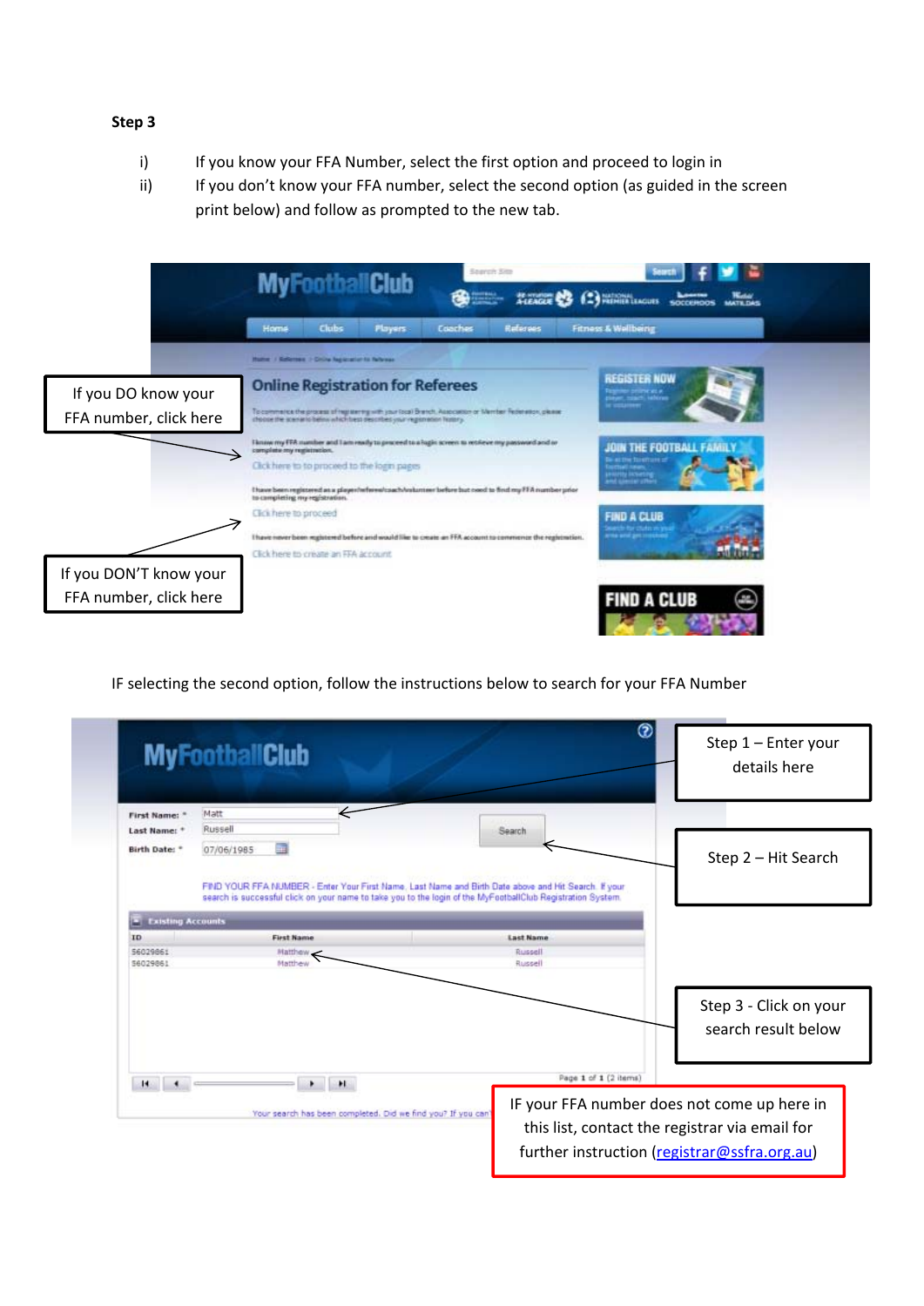**Step 3**

i) If you know your FFA Number, select the first option and proceed to login in

ii) If you don't know your FFA number, select the second option (as guided in the screen print below) and follow as prompted to the new tab.

If you DO know your FFA number, click here

If you DON'T know your FFA number, click here

IF selecting the second option, follow the instructions below to search for your FFA Number

Step 1 – Enter your details here

Step 2 – Hit Search

Step 3 - Click on your search result below

IF your FFA number does not come up here in this list, contact the registrar via email for further instruction (registrar@ssfra.org.au)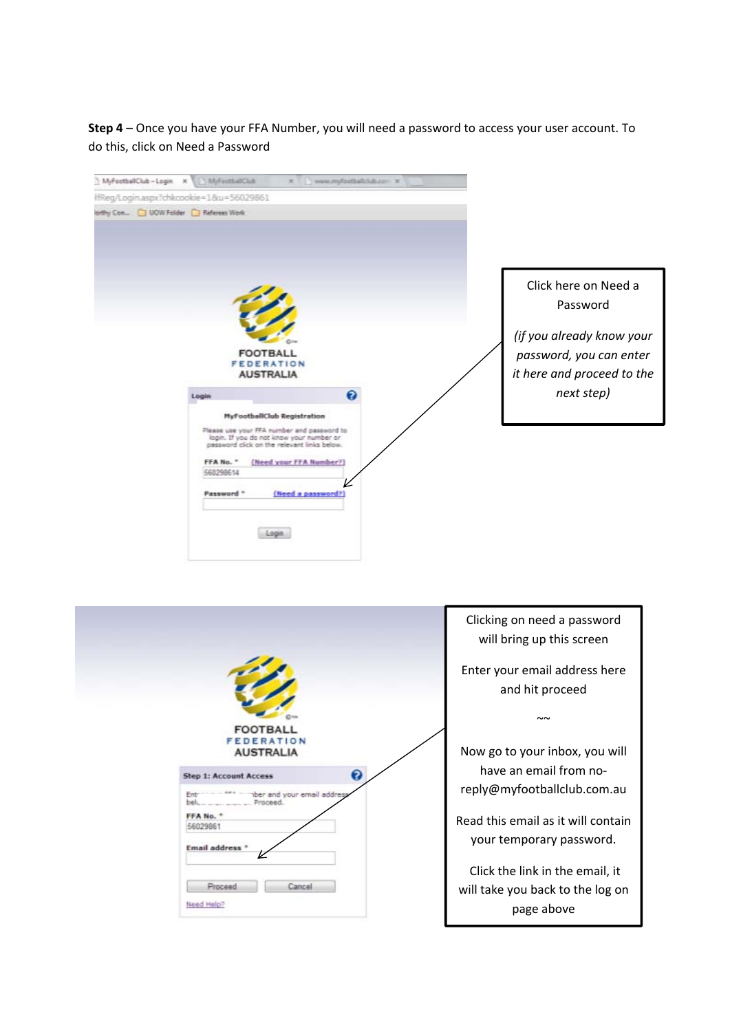**Step 4** – Once you have your FFA Number, you will need a password to access your user account. To do this, click on Need a Password

Click here on Need a Password

*(if you already know your password, you can enter it here and proceed to the next step)*

Clicking on need a password will bring up this screen

Enter your email address here and hit proceed

~~

Now go to your inbox, you will have an email from no-reply@myfootballclub.com.au

Read this email as it will contain your temporary password.

Click the link in the email, it will take you back to the log on page above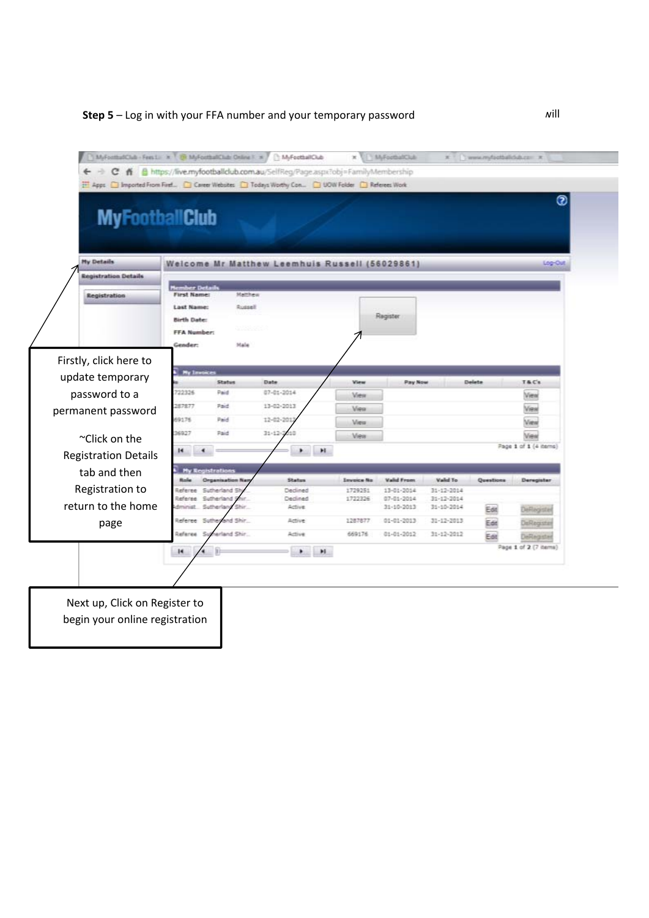**Step 5** – Log in with your FFA number and your temporary password

will

Firstly, click here to update temporary password to a permanent password

~Click on the Registration Details tab and then Registration to return to the home page

Next up, Click on Register to begin your online registration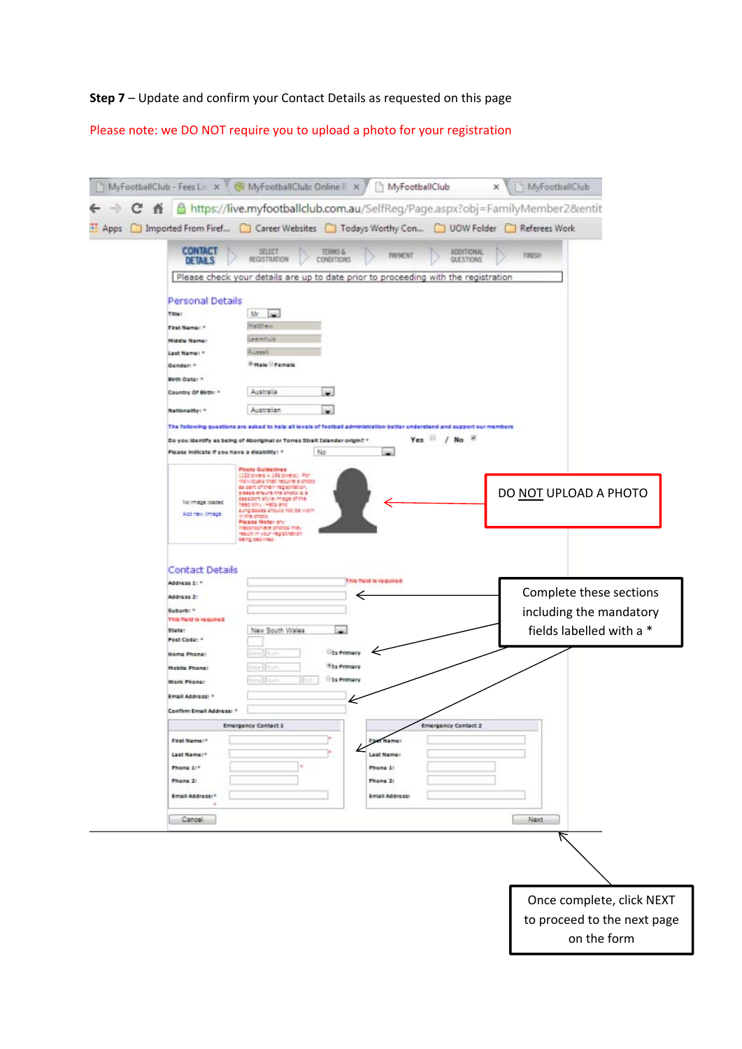**Step 7** – Update and confirm your Contact Details as requested on this page

Please note: we DO NOT require you to upload a photo for your registration

DO NOT UPLOAD A PHOTO

Complete these sections including the mandatory fields labelled with a *

Once complete, click NEXT to proceed to the next page on the form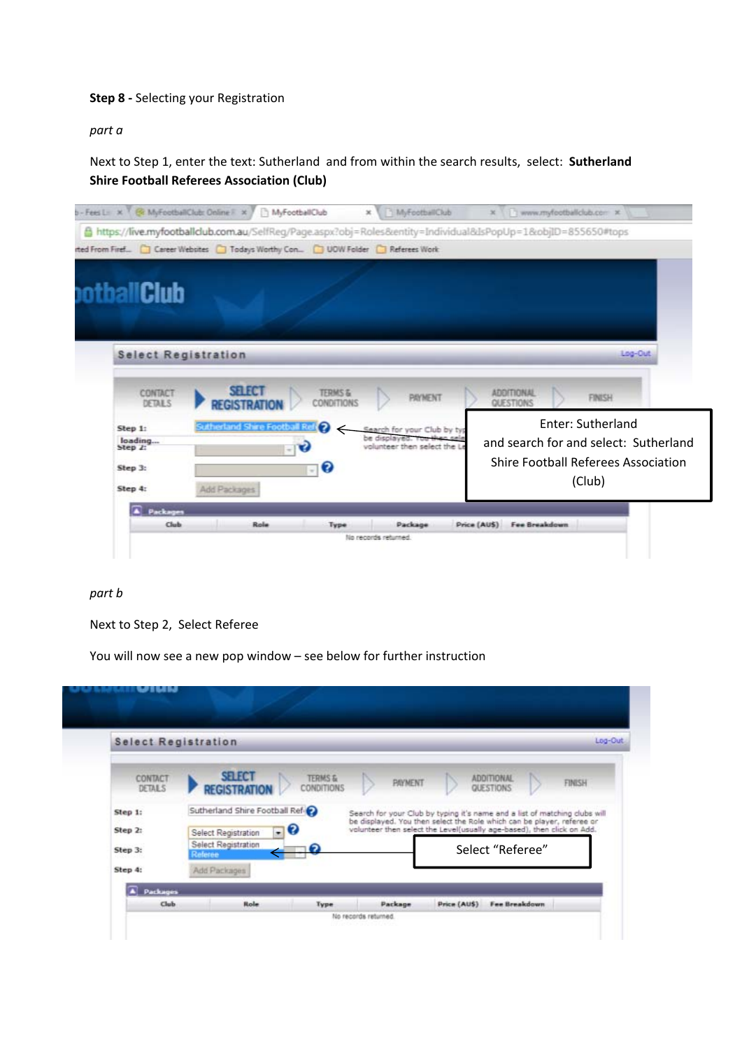**Step 8 -** Selecting your Registration

*part a*

Next to Step 1, enter the text: Sutherland and from within the search results, select: **Sutherland Shire Football Referees Association (Club)**

Enter: Sutherland and search for and select: Sutherland Shire Football Referees Association (Club)

*part b*

Next to Step 2, Select Referee

You will now see a new pop window – see below for further instruction

Select "Referee"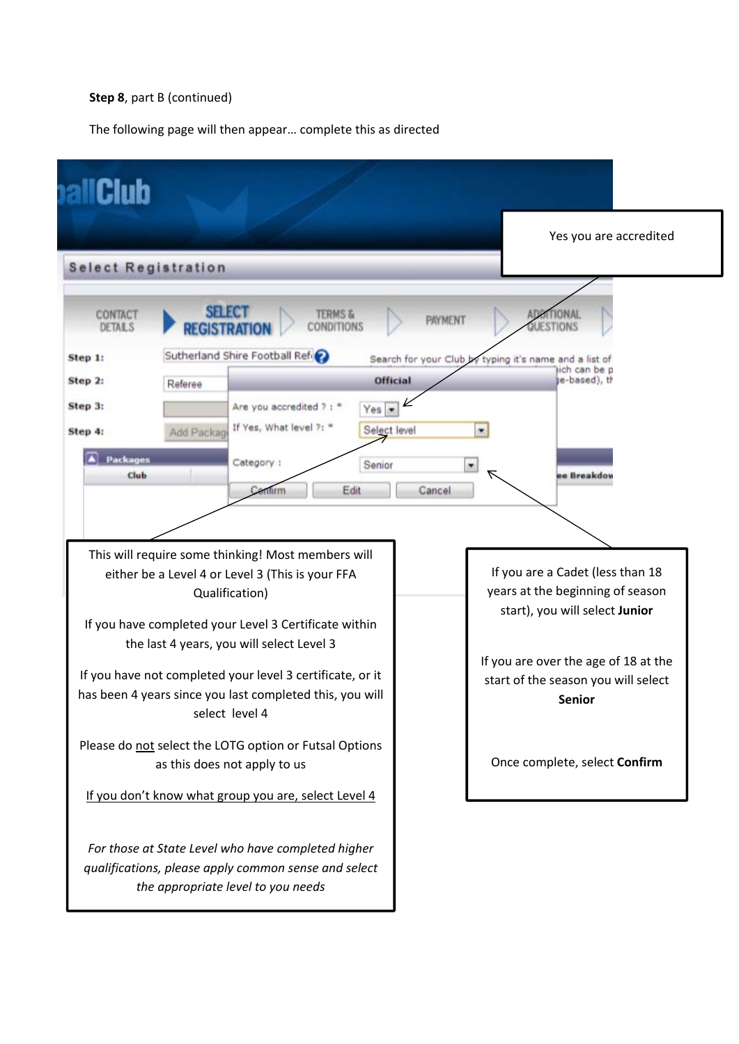**Step 8**, part B (continued)

The following page will then appear… complete this as directed

Yes you are accredited

This will require some thinking! Most members will either be a Level 4 or Level 3 (This is your FFA Qualification)

If you have completed your Level 3 Certificate within the last 4 years, you will select Level 3

If you have not completed your level 3 certificate, or it has been 4 years since you last completed this, you will select level 4

Please do <u>not</u> select the LOTG option or Futsal Options as this does not apply to us

<u>If you don't know what group you are, select Level 4</u>

*For those at State Level who have completed higher qualifications, please apply common sense and select the appropriate level to you needs*

If you are a Cadet (less than 18 years at the beginning of season start), you will select **Junior**

If you are over the age of 18 at the start of the season you will select **Senior**

Once complete, select **Confirm**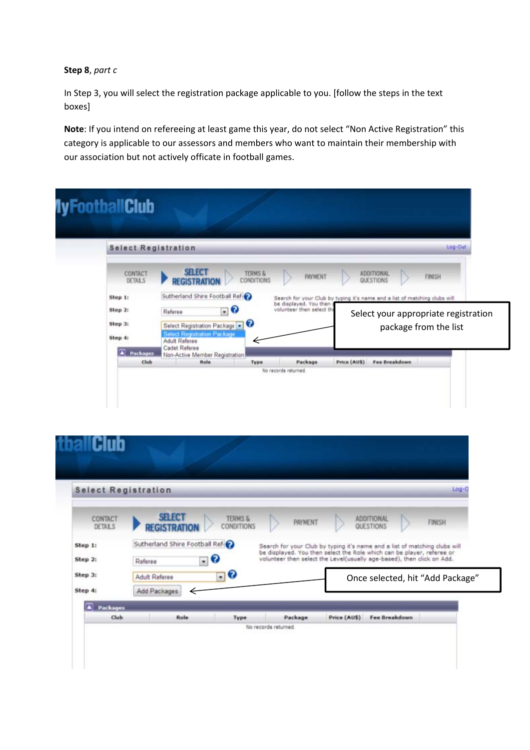**Step 8**, *part c*

In Step 3, you will select the registration package applicable to you. [follow the steps in the text boxes]

**Note**: If you intend on refereeing at least game this year, do not select “Non Active Registration” this category is applicable to our assessors and members who want to maintain their membership with our association but not actively officate in football games.

Select your appropriate registration package from the list

Once selected, hit “Add Package”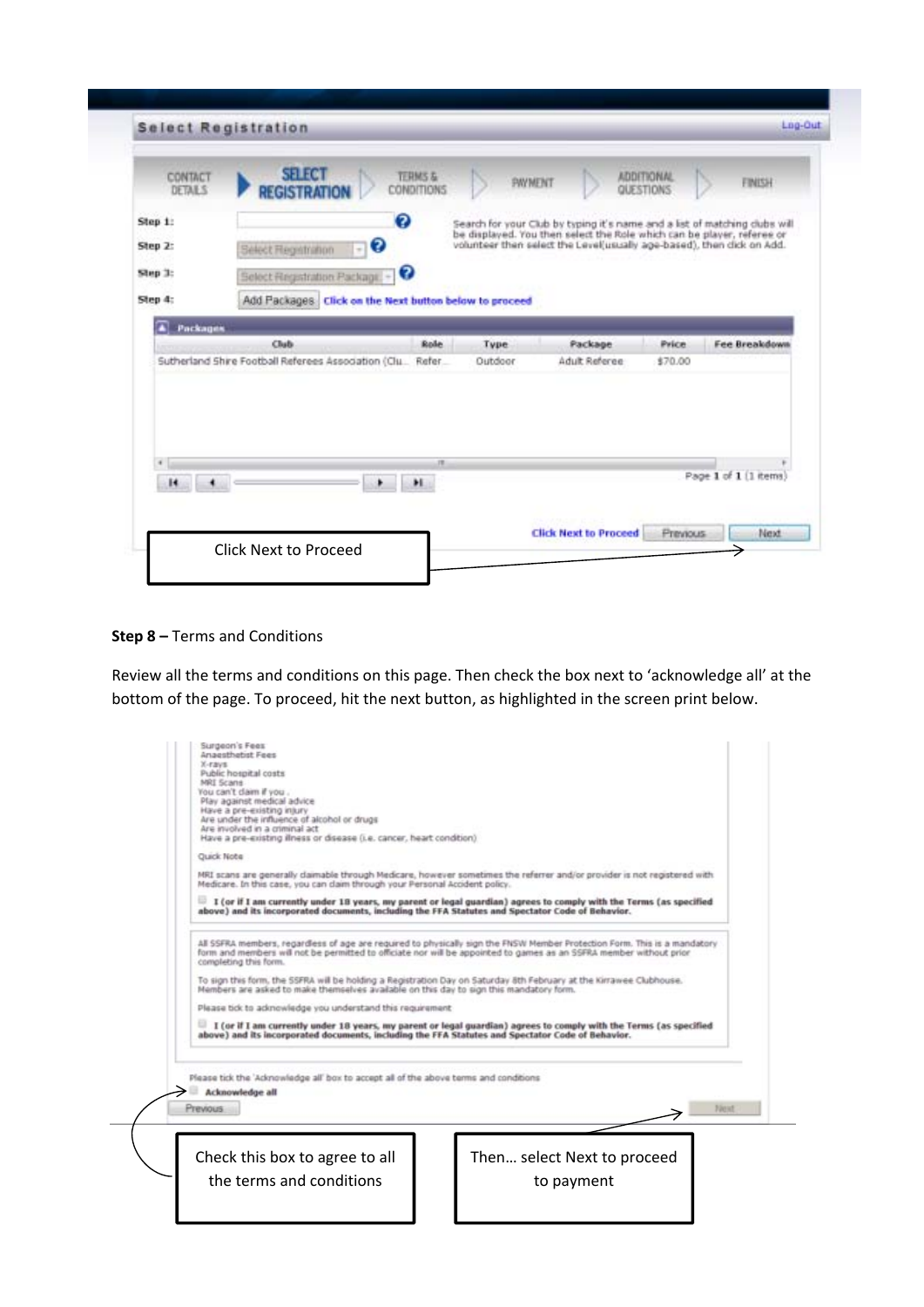**Select Registration** Log-Out

CONTACT DETAILS | SELECT REGISTRATION | TERMS & CONDITIONS | PAYMENT | ADDITIONAL QUESTIONS | FINISH

Step 1:

Step 2: Select Registration

Step 3: Select Registration Package

Step 4: Add Packages Click on the Next button below to proceed

Search for your Club by typing it's name and a list of matching clubs will be displayed. You then select the Role which can be player, referee or volunteer then select the Level(usually age-based), then click on Add.

**Packages**

| Club | Role | Type | Package | Price | Fee Breakdown |
|---|---|---|---|---|---|
| Sutherland Shire Football Referees Association (Clu... | Refer... | Outdoor | Adult Referee | $70.00 | |

Page 1 of 1 (1 items)

Click Next to Proceed Previous Next

Click Next to Proceed

**Step 8 –** Terms and Conditions

Review all the terms and conditions on this page. Then check the box next to 'acknowledge all' at the bottom of the page. To proceed, hit the next button, as highlighted in the screen print below.

Surgeon's Fees
Anaesthetist Fees
X-rays
Public hospital costs
MRI Scans
You can't claim if you .
Play against medical advice
Have a pre-existing injury
Are under the influence of alcohol or drugs
Are involved in a criminal act
Have a pre-existing illness or disease (i.e. cancer, heart condition)

Quick Note

MRI scans are generally claimable through Medicare, however sometimes the referrer and/or provider is not registered with Medicare. In this case, you can claim through your Personal Accident policy.

**I (or if I am currently under 18 years, my parent or legal guardian) agrees to comply with the Terms (as specified above) and its incorporated documents, including the FFA Statutes and Spectator Code of Behavior.**

All SSFRA members, regardless of age are required to physically sign the FNSW Member Protection Form. This is a mandatory form and members will not be permitted to officiate nor will be appointed to games as an SSFRA member without prior completing this form.

To sign this form, the SSFRA will be holding a Registration Day on Saturday 8th February at the Kirrawee Clubhouse. Members are asked to make themselves available on this day to sign this mandatory form.

Please tick to acknowledge you understand this requirement

**I (or if I am currently under 18 years, my parent or legal guardian) agrees to comply with the Terms (as specified above) and its incorporated documents, including the FFA Statutes and Spectator Code of Behavior.**

Please tick the 'Acknowledge all' box to accept all of the above terms and conditions

**Acknowledge all**

Previous Next

Check this box to agree to all the terms and conditions

Then... select Next to proceed to payment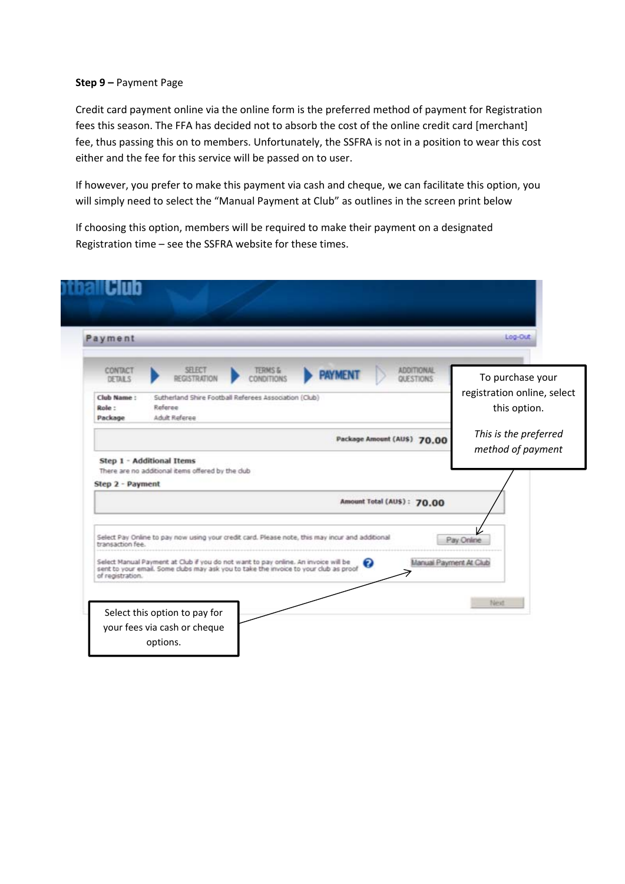**Step 9 –** Payment Page

Credit card payment online via the online form is the preferred method of payment for Registration fees this season. The FFA has decided not to absorb the cost of the online credit card [merchant] fee, thus passing this on to members. Unfortunately, the SSFRA is not in a position to wear this cost either and the fee for this service will be passed on to user.

If however, you prefer to make this payment via cash and cheque, we can facilitate this option, you will simply need to select the "Manual Payment at Club" as outlines in the screen print below

If choosing this option, members will be required to make their payment on a designated Registration time – see the SSFRA website for these times.

To purchase your registration online, select this option.

*This is the preferred method of payment*

Select this option to pay for your fees via cash or cheque options.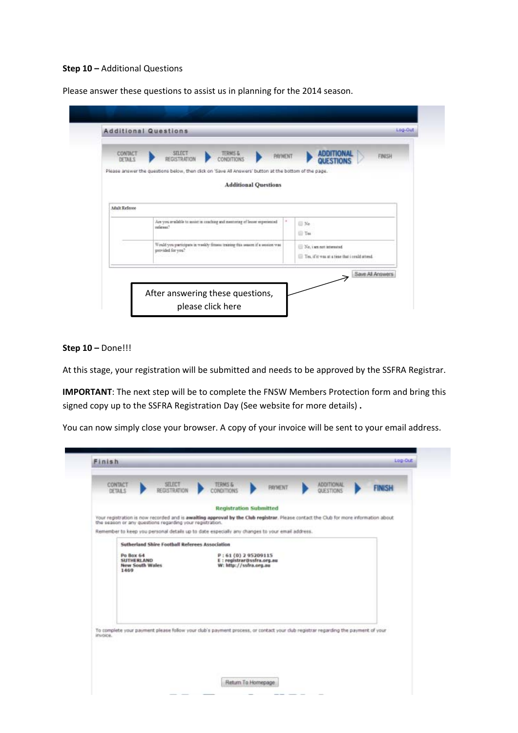**Step 10 –** Additional Questions

Please answer these questions to assist us in planning for the 2014 season.

Additional Questions

Log-Out

CONTACT DETAILS | SELECT REGISTRATION | TERMS & CONDITIONS | PAYMENT | ADDITIONAL QUESTIONS | FINISH

Please answer the questions below, then click on 'Save All Answers' button at the bottom of the page.

Additional Questions

Adult Referee

| | | | |
|---|---|---|---|
| | Are you available to assist in coaching and mentoring of lesser experienced referees? | * | No<br>Yes |
| | Would you participate in weekly fitness training this season if a session was provided for you? | | No, i am not interested<br>Yes, if it was at a time that i could attend |

Save All Answers

After answering these questions, please click here

**Step 10 –** Done!!!

At this stage, your registration will be submitted and needs to be approved by the SSFRA Registrar.

**IMPORTANT**: The next step will be to complete the FNSW Members Protection form and bring this signed copy up to the SSFRA Registration Day (See website for more details) **.**

You can now simply close your browser. A copy of your invoice will be sent to your email address.

Finish

Log-Out

CONTACT DETAILS | SELECT REGISTRATION | TERMS & CONDITIONS | PAYMENT | ADDITIONAL QUESTIONS | FINISH

Registration Submitted

Your registration is now recorded and is **awaiting approval by the Club registrar**. Please contact the Club for more information about the season or any questions regarding your registration.

Remember to keep you personal details up to date especially any changes to your email address.

**Sutherland Shire Football Referees Association**

**Po Box 64**
**SUTHERLAND**
**New South Wales**
**1469**

**P : 61 (0) 2 95209115**
**E : registrar@ssfra.org.au**
**W: http://ssfra.org.au**

To complete your payment please follow your club's payment process, or contact your club registrar regarding the payment of your invoice.

Return To Homepage